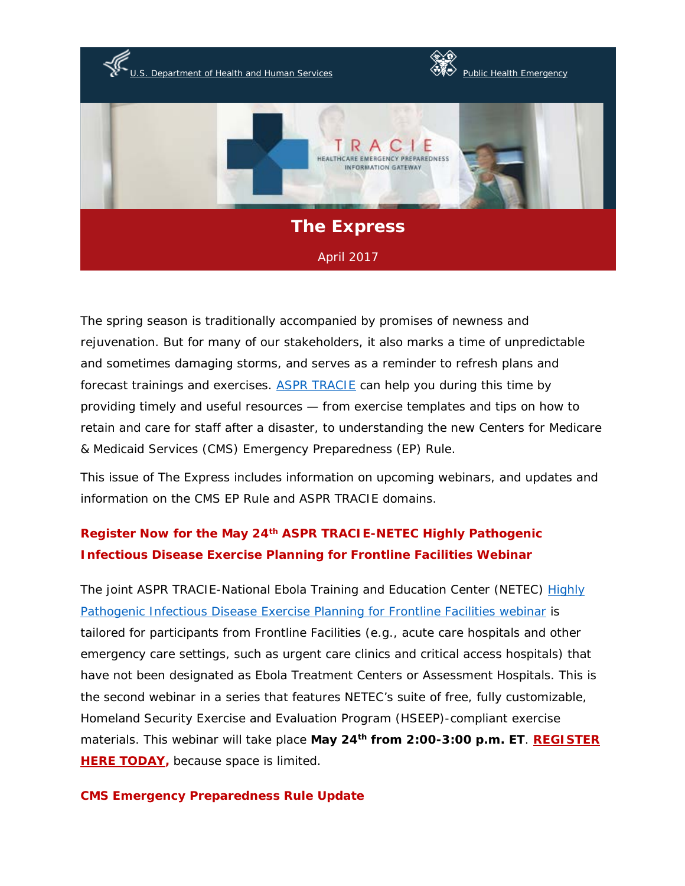U.S. Department of Health and Human Services

Public Health Emergency

TRACIE

HEALTHCARE EMERGENCY PREPAREDNESS INFORMATION GATEWAY

# The Express

April 2017

The spring season is traditionally accompanied by promises of newness and rejuvenation. But for many of our stakeholders, it also marks a time of unpredictable and sometimes damaging storms, and serves as a reminder to refresh plans and forecast trainings and exercises. ASPR TRACIE can help you during this time by providing timely and useful resources — from exercise templates and tips on how to retain and care for staff after a disaster, to understanding the new Centers for Medicare & Medicaid Services (CMS) Emergency Preparedness (EP) Rule.

This issue of The Express includes information on upcoming webinars, and updates and information on the CMS EP Rule and ASPR TRACIE domains.

## Register Now for the May 24th ASPR TRACIE-NETEC Highly Pathogenic Infectious Disease Exercise Planning for Frontline Facilities Webinar

The joint ASPR TRACIE-National Ebola Training and Education Center (NETEC) Highly Pathogenic Infectious Disease Exercise Planning for Frontline Facilities webinar is tailored for participants from Frontline Facilities (e.g., acute care hospitals and other emergency care settings, such as urgent care clinics and critical access hospitals) that have not been designated as Ebola Treatment Centers or Assessment Hospitals. This is the second webinar in a series that features NETEC's suite of free, fully customizable, Homeland Security Exercise and Evaluation Program (HSEEP)-compliant exercise materials. This webinar will take place **May 24th from 2:00-3:00 p.m. ET**. **REGISTER HERE TODAY,** because space is limited.

## CMS Emergency Preparedness Rule Update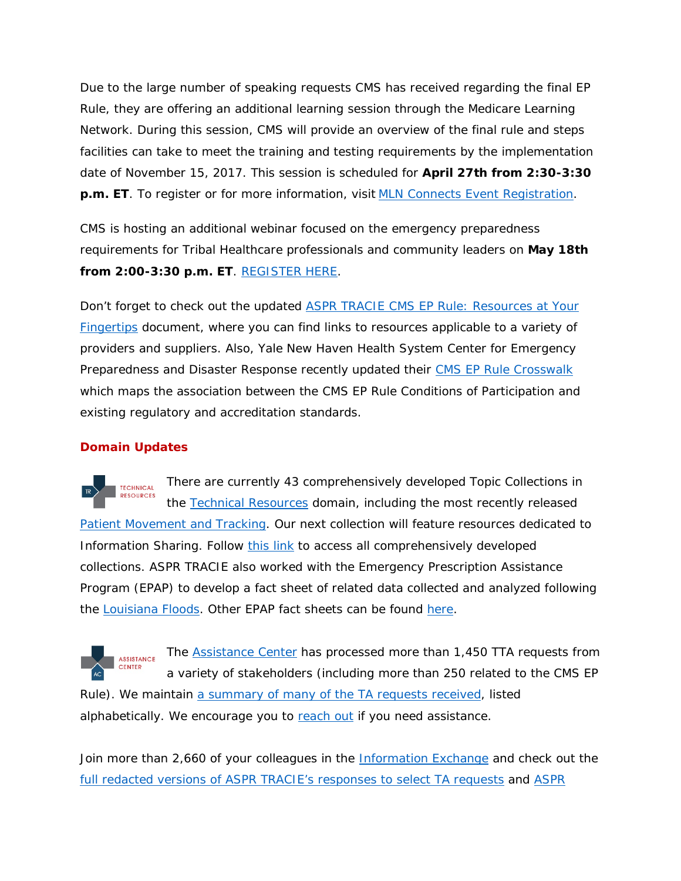Due to the large number of speaking requests CMS has received regarding the final EP Rule, they are offering an additional learning session through the Medicare Learning Network. During this session, CMS will provide an overview of the final rule and steps facilities can take to meet the training and testing requirements by the implementation date of November 15, 2017. This session is scheduled for **April 27th from 2:30-3:30 p.m. ET**. To register or for more information, visit MLN Connects Event Registration.

CMS is hosting an additional webinar focused on the emergency preparedness requirements for Tribal Healthcare professionals and community leaders on **May 18th from 2:00-3:30 p.m. ET**. REGISTER HERE.

Don't forget to check out the updated ASPR TRACIE CMS EP Rule: Resources at Your Fingertips document, where you can find links to resources applicable to a variety of providers and suppliers. Also, Yale New Haven Health System Center for Emergency Preparedness and Disaster Response recently updated their CMS EP Rule Crosswalk which maps the association between the CMS EP Rule Conditions of Participation and existing regulatory and accreditation standards.

## Domain Updates

TR TECHNICAL RESOURCES

There are currently 43 comprehensively developed Topic Collections in the Technical Resources domain, including the most recently released Patient Movement and Tracking. Our next collection will feature resources dedicated to Information Sharing. Follow this link to access all comprehensively developed collections. ASPR TRACIE also worked with the Emergency Prescription Assistance Program (EPAP) to develop a fact sheet of related data collected and analyzed following the Louisiana Floods. Other EPAP fact sheets can be found here.

AC ASSISTANCE CENTER

The Assistance Center has processed more than 1,450 TTA requests from a variety of stakeholders (including more than 250 related to the CMS EP Rule). We maintain a summary of many of the TA requests received, listed alphabetically. We encourage you to reach out if you need assistance.

Join more than 2,660 of your colleagues in the Information Exchange and check out the full redacted versions of ASPR TRACIE's responses to select TA requests and ASPR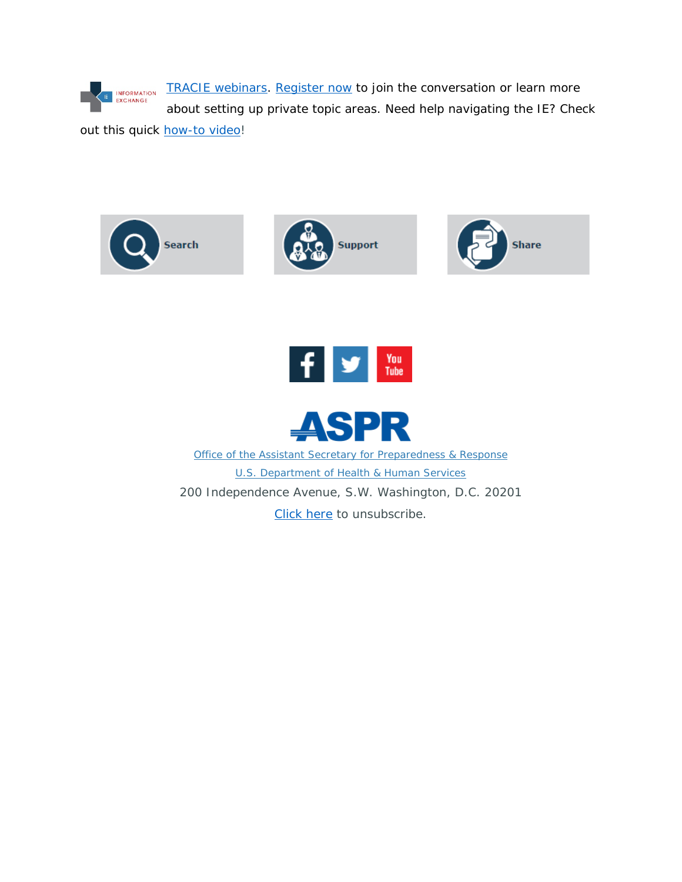TRACIE webinars. Register now to join the conversation or learn more about setting up private topic areas. Need help navigating the IE? Check out this quick how-to video!

Search

Support

Share

Office of the Assistant Secretary for Preparedness & Response

U.S. Department of Health & Human Services

200 Independence Avenue, S.W. Washington, D.C. 20201

Click here to unsubscribe.